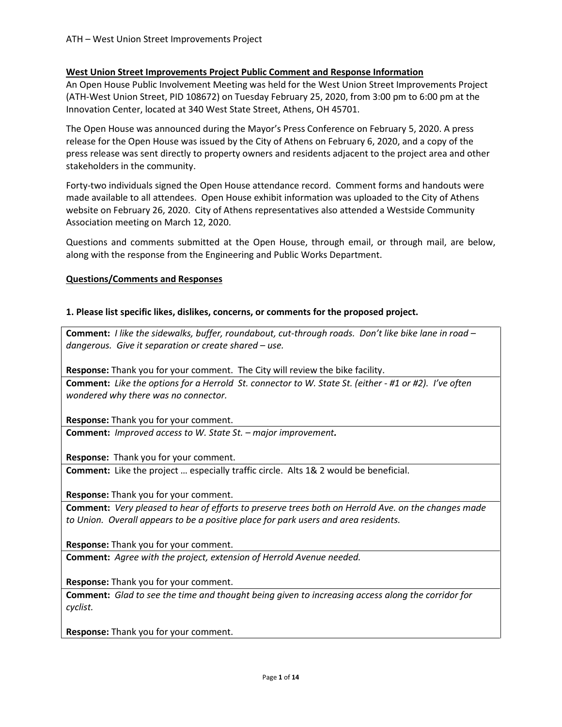## West Union Street Improvements Project Public Comment and Response Information

An Open House Public Involvement Meeting was held for the West Union Street Improvements Project (ATH-West Union Street, PID 108672) on Tuesday February 25, 2020, from 3:00 pm to 6:00 pm at the Innovation Center, located at 340 West State Street, Athens, OH 45701.

The Open House was announced during the Mayor's Press Conference on February 5, 2020. A press release for the Open House was issued by the City of Athens on February 6, 2020, and a copy of the press release was sent directly to property owners and residents adjacent to the project area and other stakeholders in the community.

Forty-two individuals signed the Open House attendance record. Comment forms and handouts were made available to all attendees. Open House exhibit information was uploaded to the City of Athens website on February 26, 2020. City of Athens representatives also attended a Westside Community Association meeting on March 12, 2020.

Questions and comments submitted at the Open House, through email, or through mail, are below, along with the response from the Engineering and Public Works Department.

## Questions/Comments and Responses

### 1. Please list specific likes, dislikes, concerns, or comments for the proposed project.

**Comment:** *I like the sidewalks, buffer, roundabout, cut-through roads. Don't like bike lane in road – dangerous. Give it separation or create shared – use.*

**Response:** Thank you for your comment. The City will review the bike facility.

---

**Comment:** *Like the options for a Herrold St. connector to W. State St. (either - #1 or #2). I've often wondered why there was no connector.*

**Response:** Thank you for your comment.

---

**Comment:** *Improved access to W. State St. – major improvement.*

**Response:** Thank you for your comment.

---

**Comment:** Like the project … especially traffic circle. Alts 1& 2 would be beneficial.

**Response:** Thank you for your comment.

---

**Comment:** *Very pleased to hear of efforts to preserve trees both on Herrold Ave. on the changes made to Union. Overall appears to be a positive place for park users and area residents.*

**Response:** Thank you for your comment.

---

**Comment:** *Agree with the project, extension of Herrold Avenue needed.*

**Response:** Thank you for your comment.

---

**Comment:** *Glad to see the time and thought being given to increasing access along the corridor for cyclist.*

**Response:** Thank you for your comment.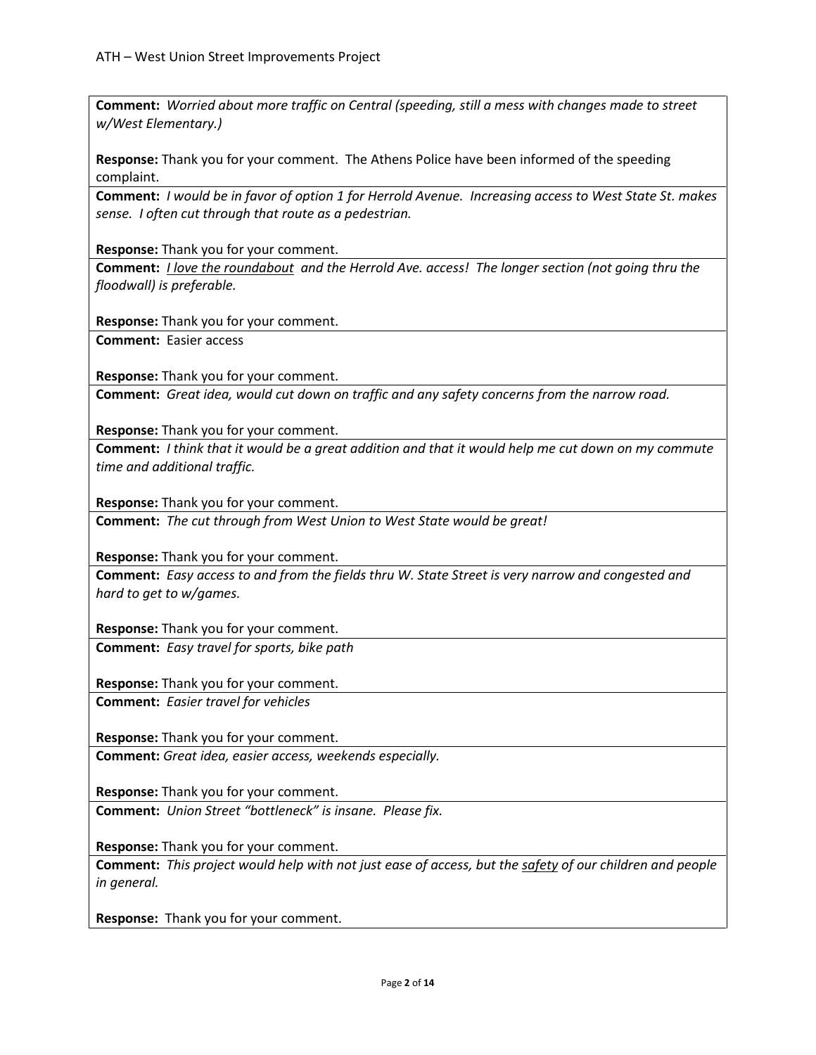**Comment:** *Worried about more traffic on Central (speeding, still a mess with changes made to street w/West Elementary.)*

**Response:** Thank you for your comment. The Athens Police have been informed of the speeding complaint.

**Comment:** *I would be in favor of option 1 for Herrold Avenue. Increasing access to West State St. makes sense. I often cut through that route as a pedestrian.*

**Response:** Thank you for your comment.

**Comment:** *I love the roundabout and the Herrold Ave. access! The longer section (not going thru the floodwall) is preferable.*

**Response:** Thank you for your comment.

**Comment:** Easier access

**Response:** Thank you for your comment.

**Comment:** *Great idea, would cut down on traffic and any safety concerns from the narrow road.*

**Response:** Thank you for your comment.

**Comment:** *I think that it would be a great addition and that it would help me cut down on my commute time and additional traffic.*

**Response:** Thank you for your comment.

**Comment:** *The cut through from West Union to West State would be great!*

**Response:** Thank you for your comment.

**Comment:** *Easy access to and from the fields thru W. State Street is very narrow and congested and hard to get to w/games.*

**Response:** Thank you for your comment.

**Comment:** *Easy travel for sports, bike path*

**Response:** Thank you for your comment.

**Comment:** *Easier travel for vehicles*

**Response:** Thank you for your comment.

**Comment:** *Great idea, easier access, weekends especially.*

**Response:** Thank you for your comment.

**Comment:** *Union Street "bottleneck" is insane. Please fix.*

**Response:** Thank you for your comment.

**Comment:** *This project would help with not just ease of access, but the safety of our children and people in general.*

**Response:** Thank you for your comment.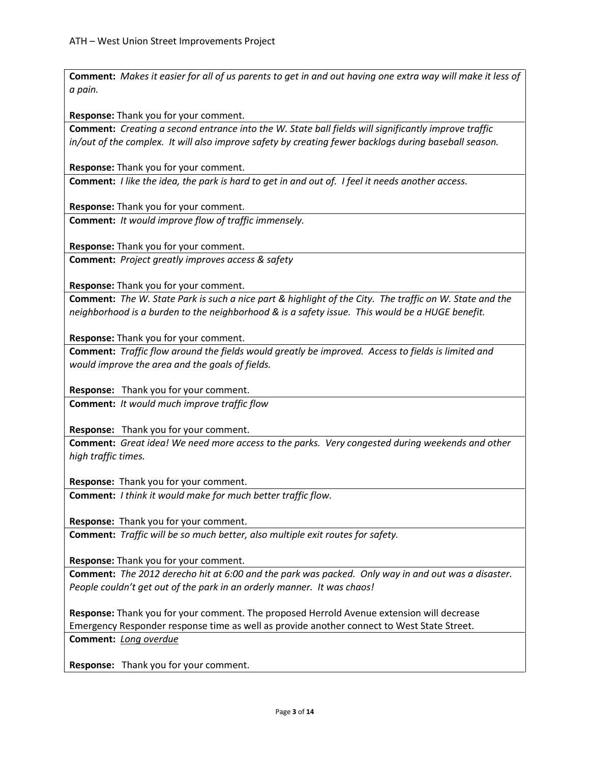**Comment:** *Makes it easier for all of us parents to get in and out having one extra way will make it less of a pain.*

**Response:** Thank you for your comment.

**Comment:** *Creating a second entrance into the W. State ball fields will significantly improve traffic in/out of the complex. It will also improve safety by creating fewer backlogs during baseball season.*

**Response:** Thank you for your comment.

**Comment:** *I like the idea, the park is hard to get in and out of. I feel it needs another access.*

**Response:** Thank you for your comment.

**Comment:** *It would improve flow of traffic immensely.*

**Response:** Thank you for your comment.

**Comment:** *Project greatly improves access & safety*

**Response:** Thank you for your comment.

**Comment:** *The W. State Park is such a nice part & highlight of the City. The traffic on W. State and the neighborhood is a burden to the neighborhood & is a safety issue. This would be a HUGE benefit.*

**Response:** Thank you for your comment.

**Comment:** *Traffic flow around the fields would greatly be improved. Access to fields is limited and would improve the area and the goals of fields.*

**Response:** Thank you for your comment.

**Comment:** *It would much improve traffic flow*

**Response:** Thank you for your comment.

**Comment:** *Great idea! We need more access to the parks. Very congested during weekends and other high traffic times.*

**Response:** Thank you for your comment.

**Comment:** *I think it would make for much better traffic flow.*

**Response:** Thank you for your comment.

**Comment:** *Traffic will be so much better, also multiple exit routes for safety.*

**Response:** Thank you for your comment.

**Comment:** *The 2012 derecho hit at 6:00 and the park was packed. Only way in and out was a disaster. People couldn't get out of the park in an orderly manner. It was chaos!*

**Response:** Thank you for your comment. The proposed Herrold Avenue extension will decrease Emergency Responder response time as well as provide another connect to West State Street.

**Comment:** *Long overdue*

**Response:** Thank you for your comment.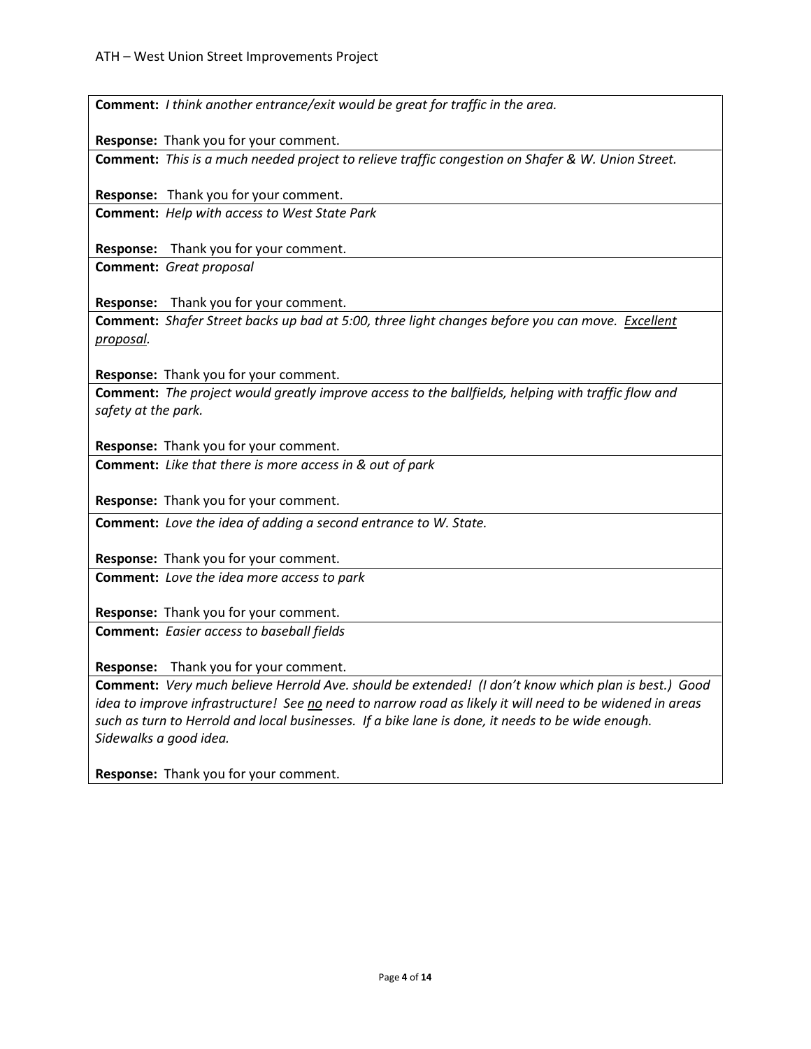**Comment:** *I think another entrance/exit would be great for traffic in the area.*

**Response:** Thank you for your comment.

**Comment:** *This is a much needed project to relieve traffic congestion on Shafer & W. Union Street.*

**Response:** Thank you for your comment.

**Comment:** *Help with access to West State Park*

**Response:** Thank you for your comment.

**Comment:** *Great proposal*

**Response:** Thank you for your comment.

**Comment:** *Shafer Street backs up bad at 5:00, three light changes before you can move. <u>Excellent proposal</u>.*

**Response:** Thank you for your comment.

**Comment:** *The project would greatly improve access to the ballfields, helping with traffic flow and safety at the park.*

**Response:** Thank you for your comment.

**Comment:** *Like that there is more access in & out of park*

**Response:** Thank you for your comment.

**Comment:** *Love the idea of adding a second entrance to W. State.*

**Response:** Thank you for your comment.

**Comment:** *Love the idea more access to park*

**Response:** Thank you for your comment.

**Comment:** *Easier access to baseball fields*

**Response:** Thank you for your comment.

**Comment:** *Very much believe Herrold Ave. should be extended! (I don't know which plan is best.) Good idea to improve infrastructure! See <u>no</u> need to narrow road as likely it will need to be widened in areas such as turn to Herrold and local businesses. If a bike lane is done, it needs to be wide enough. Sidewalks a good idea.*

**Response:** Thank you for your comment.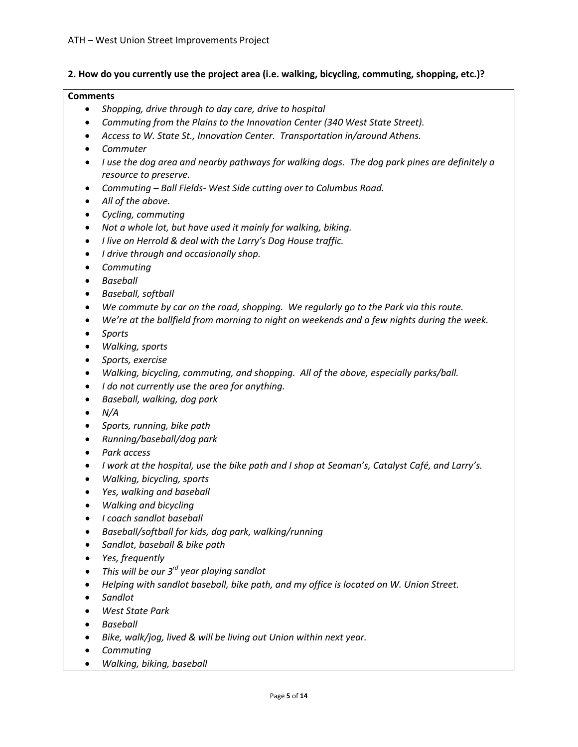## 2. How do you currently use the project area (i.e. walking, bicycling, commuting, shopping, etc.)?

| **Comments** |
| --- |
| • *Shopping, drive through to day care, drive to hospital*<br>• *Commuting from the Plains to the Innovation Center (340 West State Street).*<br>• *Access to W. State St., Innovation Center. Transportation in/around Athens.*<br>• *Commuter*<br>• *I use the dog area and nearby pathways for walking dogs. The dog park pines are definitely a resource to preserve.*<br>• *Commuting – Ball Fields- West Side cutting over to Columbus Road.*<br>• *All of the above.*<br>• *Cycling, commuting*<br>• *Not a whole lot, but have used it mainly for walking, biking.*<br>• *I live on Herrold & deal with the Larry's Dog House traffic.*<br>• *I drive through and occasionally shop.*<br>• *Commuting*<br>• *Baseball*<br>• *Baseball, softball*<br>• *We commute by car on the road, shopping. We regularly go to the Park via this route.*<br>• *We're at the ballfield from morning to night on weekends and a few nights during the week.*<br>• *Sports*<br>• *Walking, sports*<br>• *Sports, exercise*<br>• *Walking, bicycling, commuting, and shopping. All of the above, especially parks/ball.*<br>• *I do not currently use the area for anything.*<br>• *Baseball, walking, dog park*<br>• *N/A*<br>• *Sports, running, bike path*<br>• *Running/baseball/dog park*<br>• *Park access*<br>• *I work at the hospital, use the bike path and I shop at Seaman's, Catalyst Café, and Larry's.*<br>• *Walking, bicycling, sports*<br>• *Yes, walking and baseball*<br>• *Walking and bicycling*<br>• *I coach sandlot baseball*<br>• *Baseball/softball for kids, dog park, walking/running*<br>• *Sandlot, baseball & bike path*<br>• *Yes, frequently*<br>• *This will be our 3rd year playing sandlot*<br>• *Helping with sandlot baseball, bike path, and my office is located on W. Union Street.*<br>• *Sandlot*<br>• *West State Park*<br>• *Baseball*<br>• *Bike, walk/jog, lived & will be living out Union within next year.*<br>• *Commuting*<br>• *Walking, biking, baseball* |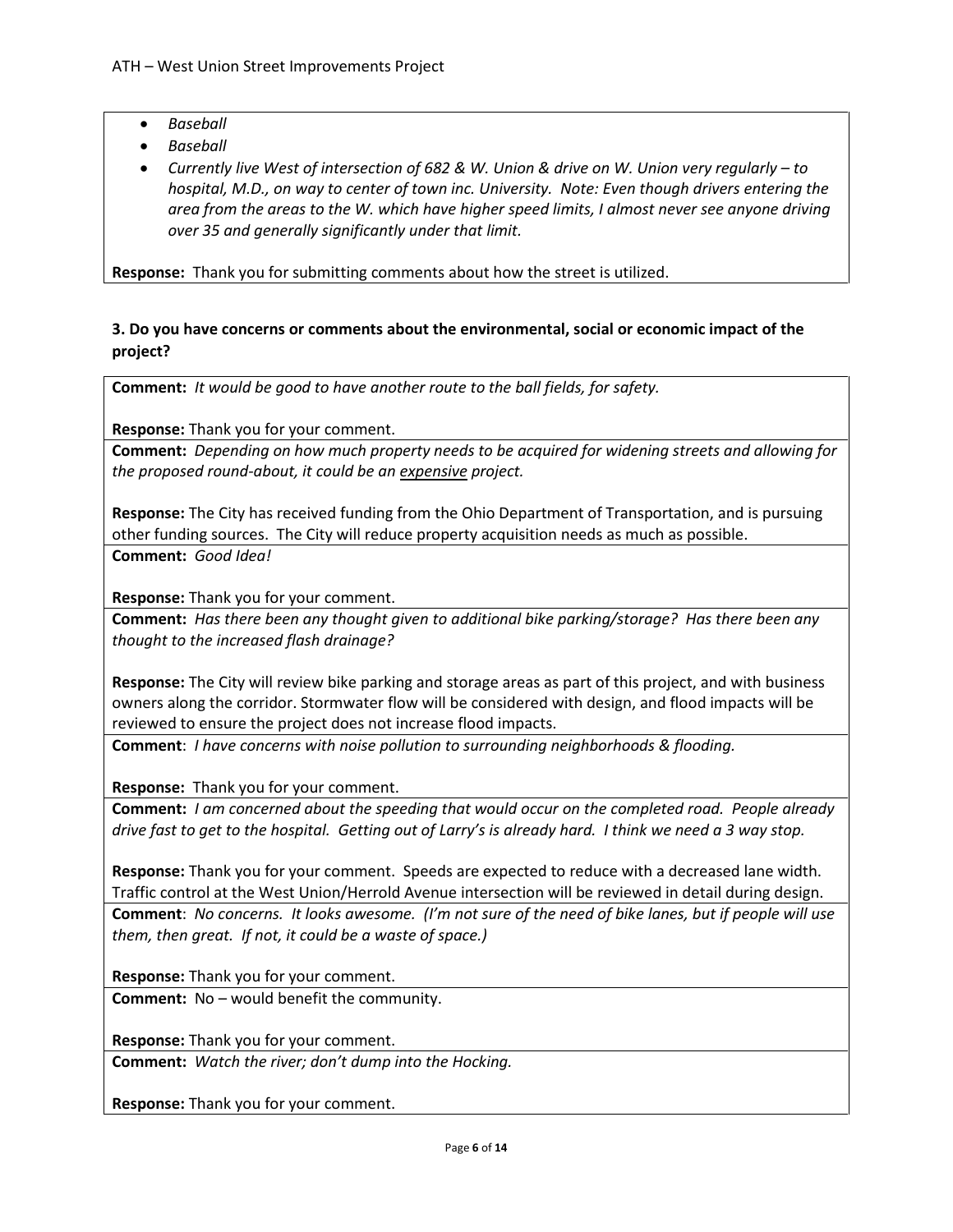- *Baseball*
- *Baseball*
- *Currently live West of intersection of 682 & W. Union & drive on W. Union very regularly – to hospital, M.D., on way to center of town inc. University. Note: Even though drivers entering the area from the areas to the W. which have higher speed limits, I almost never see anyone driving over 35 and generally significantly under that limit.*

**Response:** Thank you for submitting comments about how the street is utilized.

### 3. Do you have concerns or comments about the environmental, social or economic impact of the project?

**Comment:** *It would be good to have another route to the ball fields, for safety.*

**Response:** Thank you for your comment.

**Comment:** *Depending on how much property needs to be acquired for widening streets and allowing for the proposed round-about, it could be an expensive project.*

**Response:** The City has received funding from the Ohio Department of Transportation, and is pursuing other funding sources. The City will reduce property acquisition needs as much as possible.

**Comment:** *Good Idea!*

**Response:** Thank you for your comment.

**Comment:** *Has there been any thought given to additional bike parking/storage? Has there been any thought to the increased flash drainage?*

**Response:** The City will review bike parking and storage areas as part of this project, and with business owners along the corridor. Stormwater flow will be considered with design, and flood impacts will be reviewed to ensure the project does not increase flood impacts.

**Comment**: *I have concerns with noise pollution to surrounding neighborhoods & flooding.*

**Response:** Thank you for your comment.

**Comment:** *I am concerned about the speeding that would occur on the completed road. People already drive fast to get to the hospital. Getting out of Larry's is already hard. I think we need a 3 way stop.*

**Response:** Thank you for your comment. Speeds are expected to reduce with a decreased lane width. Traffic control at the West Union/Herrold Avenue intersection will be reviewed in detail during design.

**Comment**: *No concerns. It looks awesome. (I'm not sure of the need of bike lanes, but if people will use them, then great. If not, it could be a waste of space.)*

**Response:** Thank you for your comment.

**Comment:** No – would benefit the community.

**Response:** Thank you for your comment.

**Comment:** *Watch the river; don't dump into the Hocking.*

**Response:** Thank you for your comment.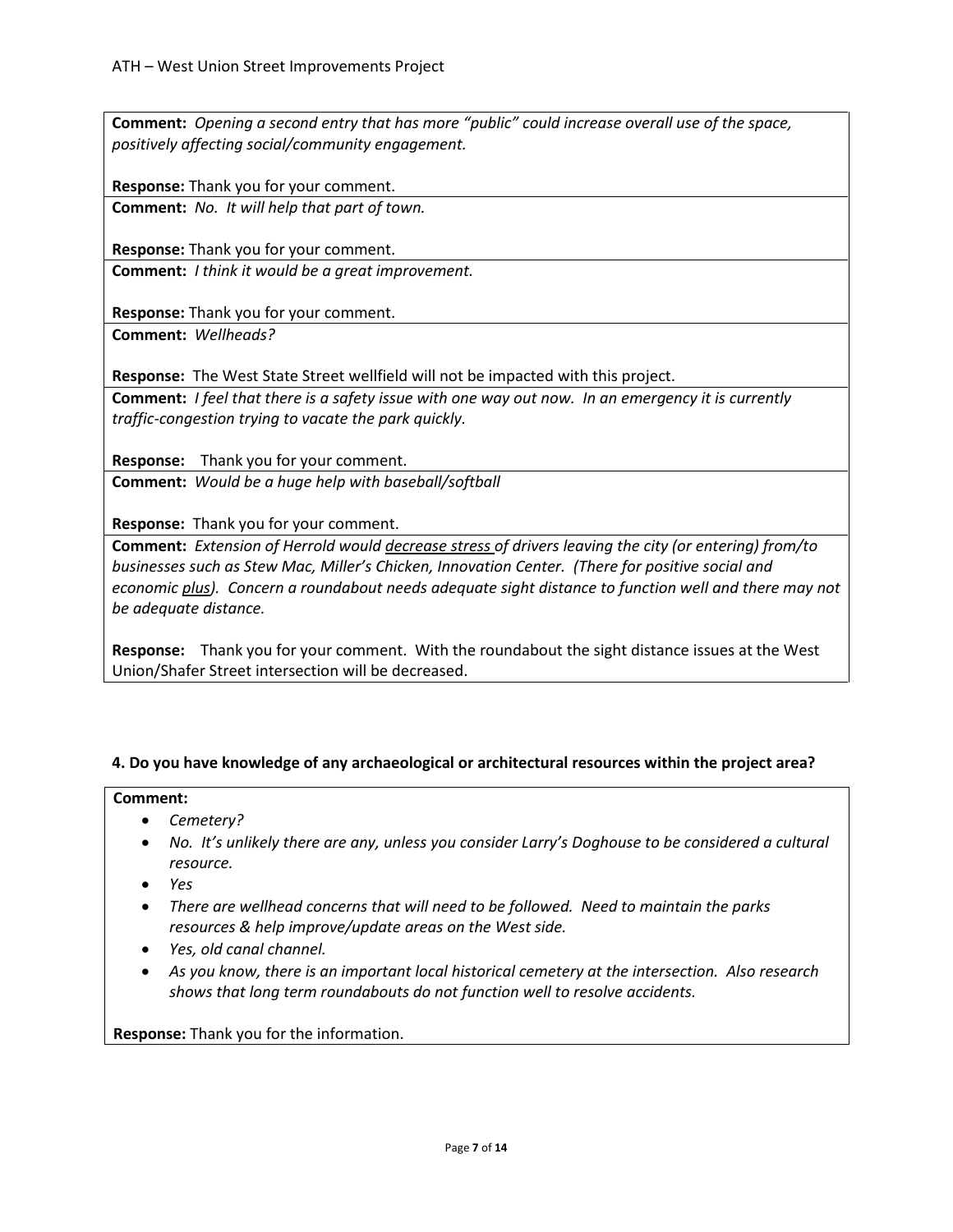**Comment:** *Opening a second entry that has more "public" could increase overall use of the space, positively affecting social/community engagement.*

**Response:** Thank you for your comment.

**Comment:** *No. It will help that part of town.*

**Response:** Thank you for your comment.

**Comment:** *I think it would be a great improvement.*

**Response:** Thank you for your comment.

**Comment:** *Wellheads?*

**Response:** The West State Street wellfield will not be impacted with this project.

**Comment:** *I feel that there is a safety issue with one way out now. In an emergency it is currently traffic-congestion trying to vacate the park quickly.*

**Response:** Thank you for your comment.

**Comment:** *Would be a huge help with baseball/softball*

**Response:** Thank you for your comment.

**Comment:** *Extension of Herrold would <u>decrease stress</u> of drivers leaving the city (or entering) from/to businesses such as Stew Mac, Miller's Chicken, Innovation Center. (There for positive social and economic <u>plus</u>). Concern a roundabout needs adequate sight distance to function well and there may not be adequate distance.*

**Response:** Thank you for your comment. With the roundabout the sight distance issues at the West Union/Shafer Street intersection will be decreased.

**4. Do you have knowledge of any archaeological or architectural resources within the project area?**

**Comment:**

- *Cemetery?*
- *No. It's unlikely there are any, unless you consider Larry's Doghouse to be considered a cultural resource.*
- *Yes*
- *There are wellhead concerns that will need to be followed. Need to maintain the parks resources & help improve/update areas on the West side.*
- *Yes, old canal channel.*
- *As you know, there is an important local historical cemetery at the intersection. Also research shows that long term roundabouts do not function well to resolve accidents.*

**Response:** Thank you for the information.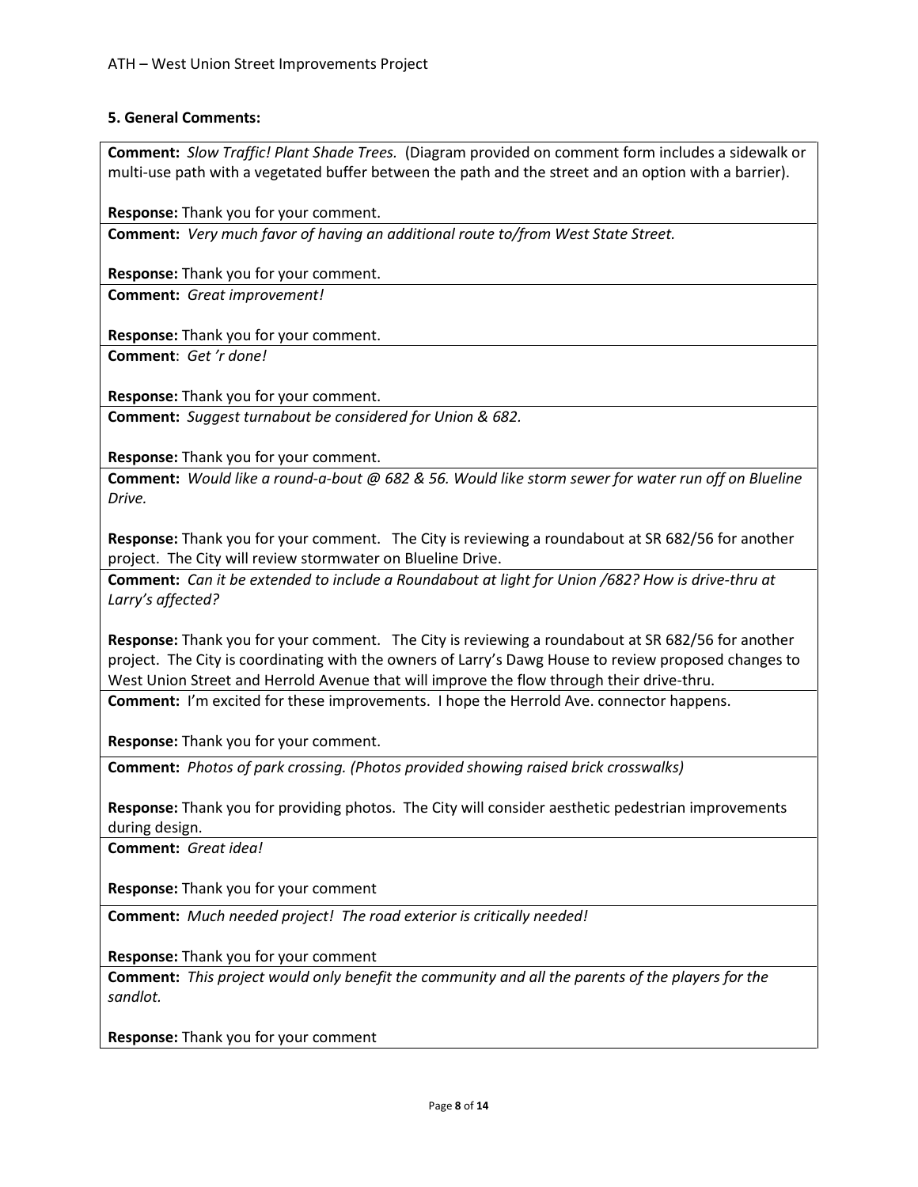### 5. General Comments:

**Comment:** *Slow Traffic! Plant Shade Trees.* (Diagram provided on comment form includes a sidewalk or multi-use path with a vegetated buffer between the path and the street and an option with a barrier).

**Response:** Thank you for your comment.

**Comment:** *Very much favor of having an additional route to/from West State Street.*

**Response:** Thank you for your comment.

**Comment:** *Great improvement!*

**Response:** Thank you for your comment.

**Comment**: *Get 'r done!*

**Response:** Thank you for your comment.

**Comment:** *Suggest turnabout be considered for Union & 682.*

**Response:** Thank you for your comment.

**Comment:** *Would like a round-a-bout @ 682 & 56. Would like storm sewer for water run off on Blueline Drive.*

**Response:** Thank you for your comment. The City is reviewing a roundabout at SR 682/56 for another project. The City will review stormwater on Blueline Drive.

**Comment:** *Can it be extended to include a Roundabout at light for Union /682? How is drive-thru at Larry's affected?*

**Response:** Thank you for your comment. The City is reviewing a roundabout at SR 682/56 for another project. The City is coordinating with the owners of Larry's Dawg House to review proposed changes to West Union Street and Herrold Avenue that will improve the flow through their drive-thru.

**Comment:** I'm excited for these improvements. I hope the Herrold Ave. connector happens.

**Response:** Thank you for your comment.

**Comment:** *Photos of park crossing. (Photos provided showing raised brick crosswalks)*

**Response:** Thank you for providing photos. The City will consider aesthetic pedestrian improvements during design.

**Comment:** *Great idea!*

**Response:** Thank you for your comment

**Comment:** *Much needed project! The road exterior is critically needed!*

**Response:** Thank you for your comment

**Comment:** *This project would only benefit the community and all the parents of the players for the sandlot.*

**Response:** Thank you for your comment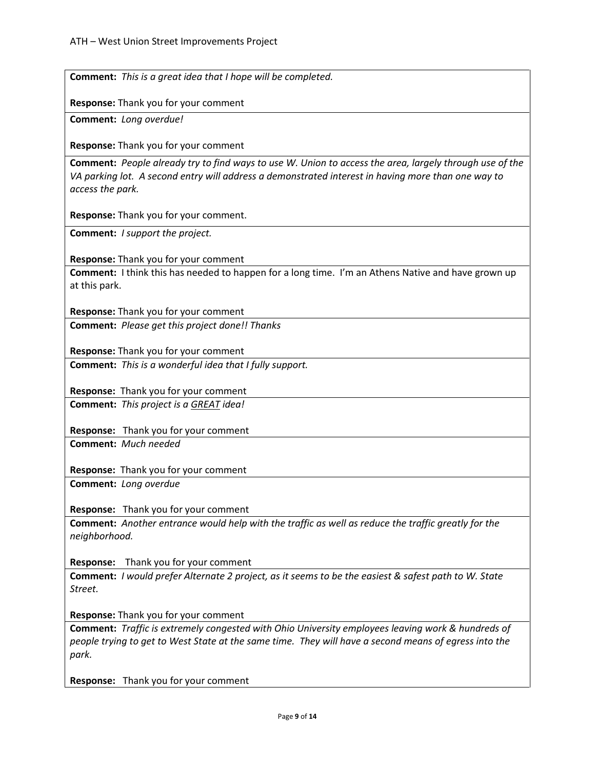**Comment:** *This is a great idea that I hope will be completed.*

**Response:** Thank you for your comment

**Comment:** *Long overdue!*

**Response:** Thank you for your comment

**Comment:** *People already try to find ways to use W. Union to access the area, largely through use of the VA parking lot. A second entry will address a demonstrated interest in having more than one way to access the park.*

**Response:** Thank you for your comment.

**Comment:** *I support the project.*

**Response:** Thank you for your comment

**Comment:** I think this has needed to happen for a long time. I'm an Athens Native and have grown up at this park.

**Response:** Thank you for your comment

**Comment:** *Please get this project done!! Thanks*

**Response:** Thank you for your comment

**Comment:** *This is a wonderful idea that I fully support.*

**Response:** Thank you for your comment

**Comment:** *This project is a <u>GREAT</u> idea!*

**Response:** Thank you for your comment

**Comment:** *Much needed*

**Response:** Thank you for your comment

**Comment:** *Long overdue*

**Response:** Thank you for your comment

**Comment:** *Another entrance would help with the traffic as well as reduce the traffic greatly for the neighborhood.*

**Response:** Thank you for your comment

**Comment:** *I would prefer Alternate 2 project, as it seems to be the easiest & safest path to W. State Street.*

**Response:** Thank you for your comment

**Comment:** *Traffic is extremely congested with Ohio University employees leaving work & hundreds of people trying to get to West State at the same time. They will have a second means of egress into the park.*

**Response:** Thank you for your comment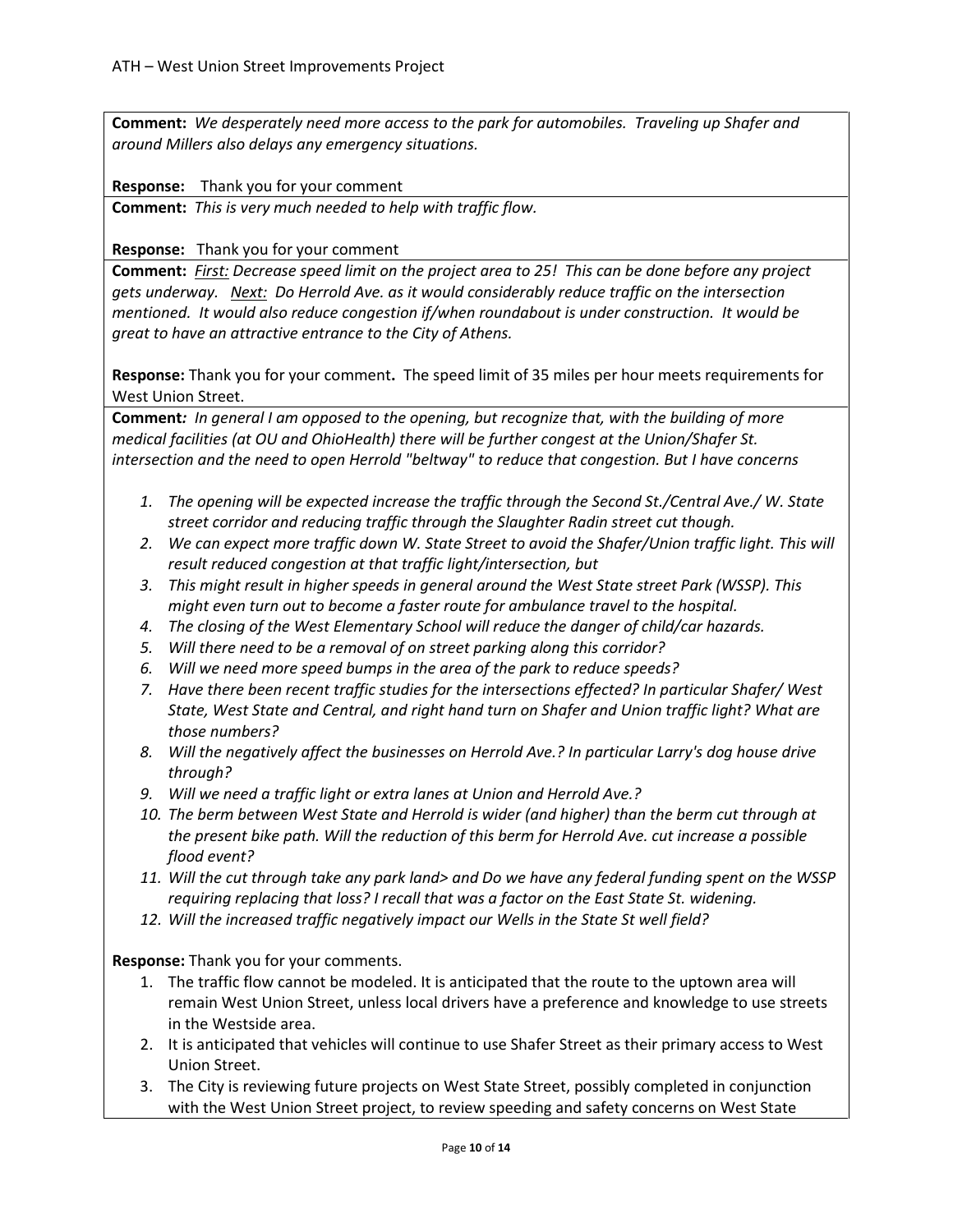**Comment:** *We desperately need more access to the park for automobiles. Traveling up Shafer and around Millers also delays any emergency situations.*

**Response:** Thank you for your comment

**Comment:** *This is very much needed to help with traffic flow.*

**Response:** Thank you for your comment

**Comment:** *First: Decrease speed limit on the project area to 25! This can be done before any project gets underway. Next: Do Herrold Ave. as it would considerably reduce traffic on the intersection mentioned. It would also reduce congestion if/when roundabout is under construction. It would be great to have an attractive entrance to the City of Athens.*

**Response:** Thank you for your comment**.** The speed limit of 35 miles per hour meets requirements for West Union Street.

**Comment***: In general I am opposed to the opening, but recognize that, with the building of more medical facilities (at OU and OhioHealth) there will be further congest at the Union/Shafer St. intersection and the need to open Herrold "beltway" to reduce that congestion. But I have concerns*

1. *The opening will be expected increase the traffic through the Second St./Central Ave./ W. State street corridor and reducing traffic through the Slaughter Radin street cut though.*
2. *We can expect more traffic down W. State Street to avoid the Shafer/Union traffic light. This will result reduced congestion at that traffic light/intersection, but*
3. *This might result in higher speeds in general around the West State street Park (WSSP). This might even turn out to become a faster route for ambulance travel to the hospital.*
4. *The closing of the West Elementary School will reduce the danger of child/car hazards.*
5. *Will there need to be a removal of on street parking along this corridor?*
6. *Will we need more speed bumps in the area of the park to reduce speeds?*
7. *Have there been recent traffic studies for the intersections effected? In particular Shafer/ West State, West State and Central, and right hand turn on Shafer and Union traffic light? What are those numbers?*
8. *Will the negatively affect the businesses on Herrold Ave.? In particular Larry's dog house drive through?*
9. *Will we need a traffic light or extra lanes at Union and Herrold Ave.?*
10. *The berm between West State and Herrold is wider (and higher) than the berm cut through at the present bike path. Will the reduction of this berm for Herrold Ave. cut increase a possible flood event?*
11. *Will the cut through take any park land> and Do we have any federal funding spent on the WSSP requiring replacing that loss? I recall that was a factor on the East State St. widening.*
12. *Will the increased traffic negatively impact our Wells in the State St well field?*

**Response:** Thank you for your comments.

1. The traffic flow cannot be modeled. It is anticipated that the route to the uptown area will remain West Union Street, unless local drivers have a preference and knowledge to use streets in the Westside area.
2. It is anticipated that vehicles will continue to use Shafer Street as their primary access to West Union Street.
3. The City is reviewing future projects on West State Street, possibly completed in conjunction with the West Union Street project, to review speeding and safety concerns on West State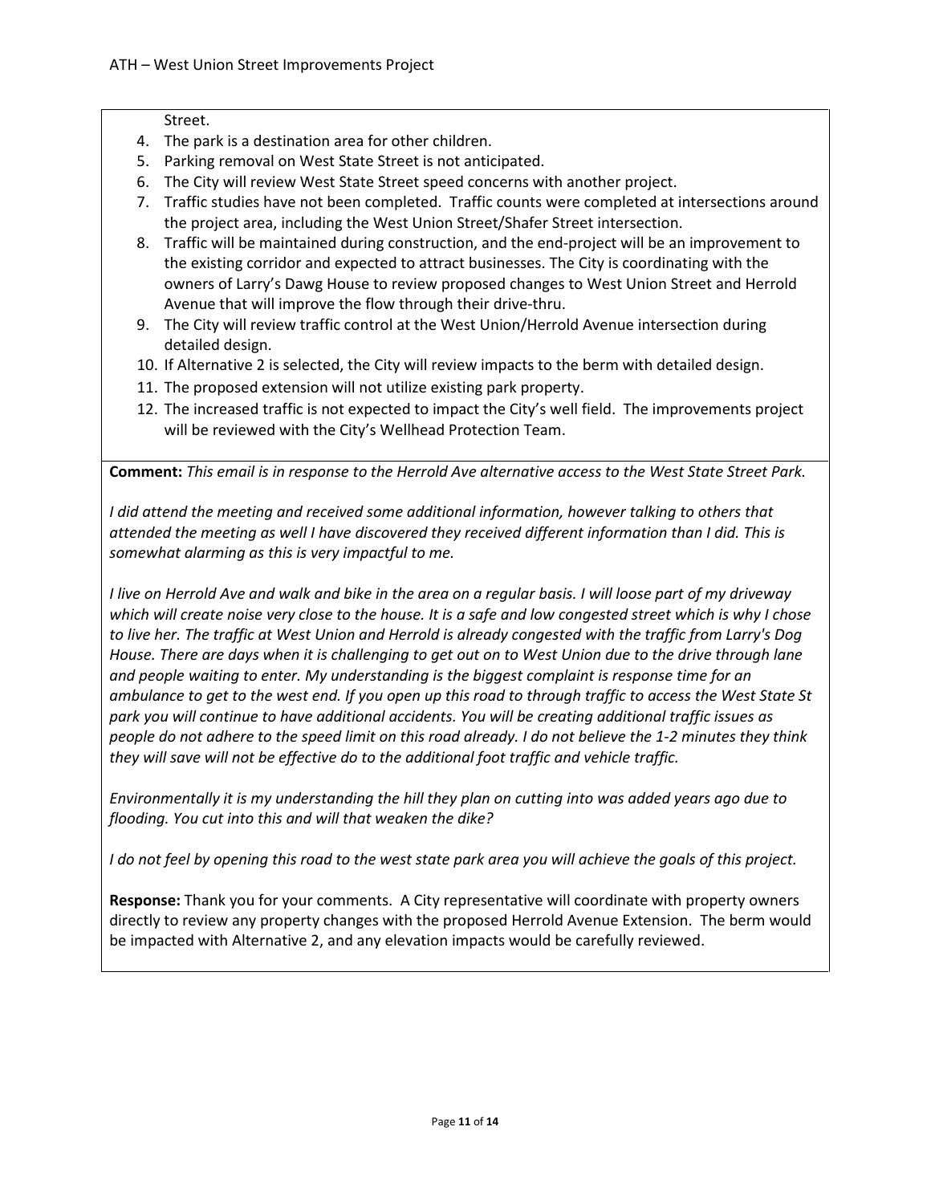Street.

4. The park is a destination area for other children.
5. Parking removal on West State Street is not anticipated.
6. The City will review West State Street speed concerns with another project.
7. Traffic studies have not been completed. Traffic counts were completed at intersections around the project area, including the West Union Street/Shafer Street intersection.
8. Traffic will be maintained during construction, and the end-project will be an improvement to the existing corridor and expected to attract businesses. The City is coordinating with the owners of Larry's Dawg House to review proposed changes to West Union Street and Herrold Avenue that will improve the flow through their drive-thru.
9. The City will review traffic control at the West Union/Herrold Avenue intersection during detailed design.
10. If Alternative 2 is selected, the City will review impacts to the berm with detailed design.
11. The proposed extension will not utilize existing park property.
12. The increased traffic is not expected to impact the City's well field. The improvements project will be reviewed with the City's Wellhead Protection Team.

**Comment:** *This email is in response to the Herrold Ave alternative access to the West State Street Park.*

*I did attend the meeting and received some additional information, however talking to others that attended the meeting as well I have discovered they received different information than I did. This is somewhat alarming as this is very impactful to me.*

*I live on Herrold Ave and walk and bike in the area on a regular basis. I will loose part of my driveway which will create noise very close to the house. It is a safe and low congested street which is why I chose to live her. The traffic at West Union and Herrold is already congested with the traffic from Larry's Dog House. There are days when it is challenging to get out on to West Union due to the drive through lane and people waiting to enter. My understanding is the biggest complaint is response time for an ambulance to get to the west end. If you open up this road to through traffic to access the West State St park you will continue to have additional accidents. You will be creating additional traffic issues as people do not adhere to the speed limit on this road already. I do not believe the 1-2 minutes they think they will save will not be effective do to the additional foot traffic and vehicle traffic.*

*Environmentally it is my understanding the hill they plan on cutting into was added years ago due to flooding. You cut into this and will that weaken the dike?*

*I do not feel by opening this road to the west state park area you will achieve the goals of this project.*

**Response:** Thank you for your comments. A City representative will coordinate with property owners directly to review any property changes with the proposed Herrold Avenue Extension. The berm would be impacted with Alternative 2, and any elevation impacts would be carefully reviewed.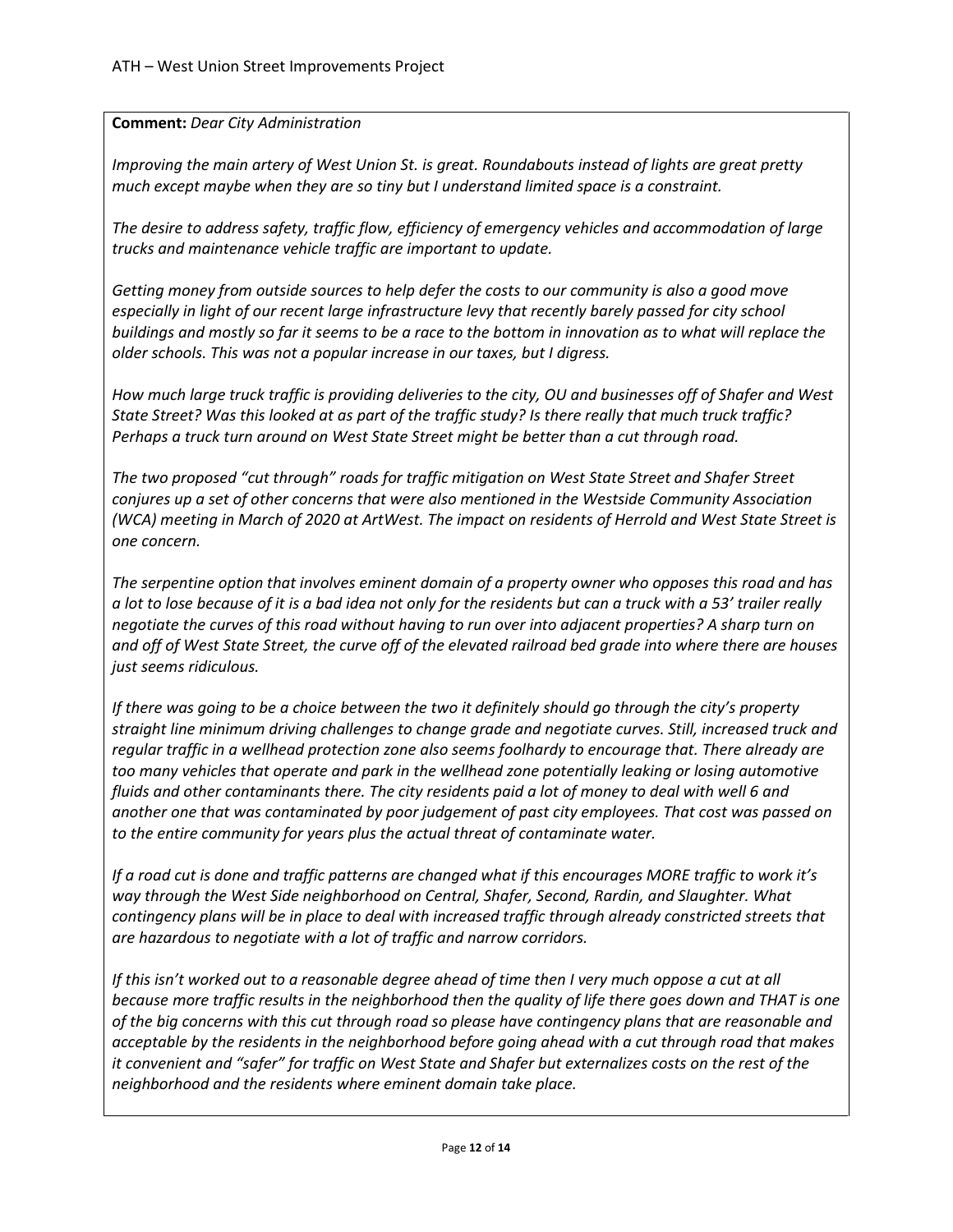**Comment:** *Dear City Administration*

*Improving the main artery of West Union St. is great. Roundabouts instead of lights are great pretty much except maybe when they are so tiny but I understand limited space is a constraint.*

*The desire to address safety, traffic flow, efficiency of emergency vehicles and accommodation of large trucks and maintenance vehicle traffic are important to update.*

*Getting money from outside sources to help defer the costs to our community is also a good move especially in light of our recent large infrastructure levy that recently barely passed for city school buildings and mostly so far it seems to be a race to the bottom in innovation as to what will replace the older schools. This was not a popular increase in our taxes, but I digress.*

*How much large truck traffic is providing deliveries to the city, OU and businesses off of Shafer and West State Street? Was this looked at as part of the traffic study? Is there really that much truck traffic? Perhaps a truck turn around on West State Street might be better than a cut through road.*

*The two proposed "cut through" roads for traffic mitigation on West State Street and Shafer Street conjures up a set of other concerns that were also mentioned in the Westside Community Association (WCA) meeting in March of 2020 at ArtWest. The impact on residents of Herrold and West State Street is one concern.*

*The serpentine option that involves eminent domain of a property owner who opposes this road and has a lot to lose because of it is a bad idea not only for the residents but can a truck with a 53' trailer really negotiate the curves of this road without having to run over into adjacent properties? A sharp turn on and off of West State Street, the curve off of the elevated railroad bed grade into where there are houses just seems ridiculous.*

*If there was going to be a choice between the two it definitely should go through the city's property straight line minimum driving challenges to change grade and negotiate curves. Still, increased truck and regular traffic in a wellhead protection zone also seems foolhardy to encourage that. There already are too many vehicles that operate and park in the wellhead zone potentially leaking or losing automotive fluids and other contaminants there. The city residents paid a lot of money to deal with well 6 and another one that was contaminated by poor judgement of past city employees. That cost was passed on to the entire community for years plus the actual threat of contaminate water.*

*If a road cut is done and traffic patterns are changed what if this encourages MORE traffic to work it's way through the West Side neighborhood on Central, Shafer, Second, Rardin, and Slaughter. What contingency plans will be in place to deal with increased traffic through already constricted streets that are hazardous to negotiate with a lot of traffic and narrow corridors.*

*If this isn't worked out to a reasonable degree ahead of time then I very much oppose a cut at all because more traffic results in the neighborhood then the quality of life there goes down and THAT is one of the big concerns with this cut through road so please have contingency plans that are reasonable and acceptable by the residents in the neighborhood before going ahead with a cut through road that makes it convenient and "safer" for traffic on West State and Shafer but externalizes costs on the rest of the neighborhood and the residents where eminent domain take place.*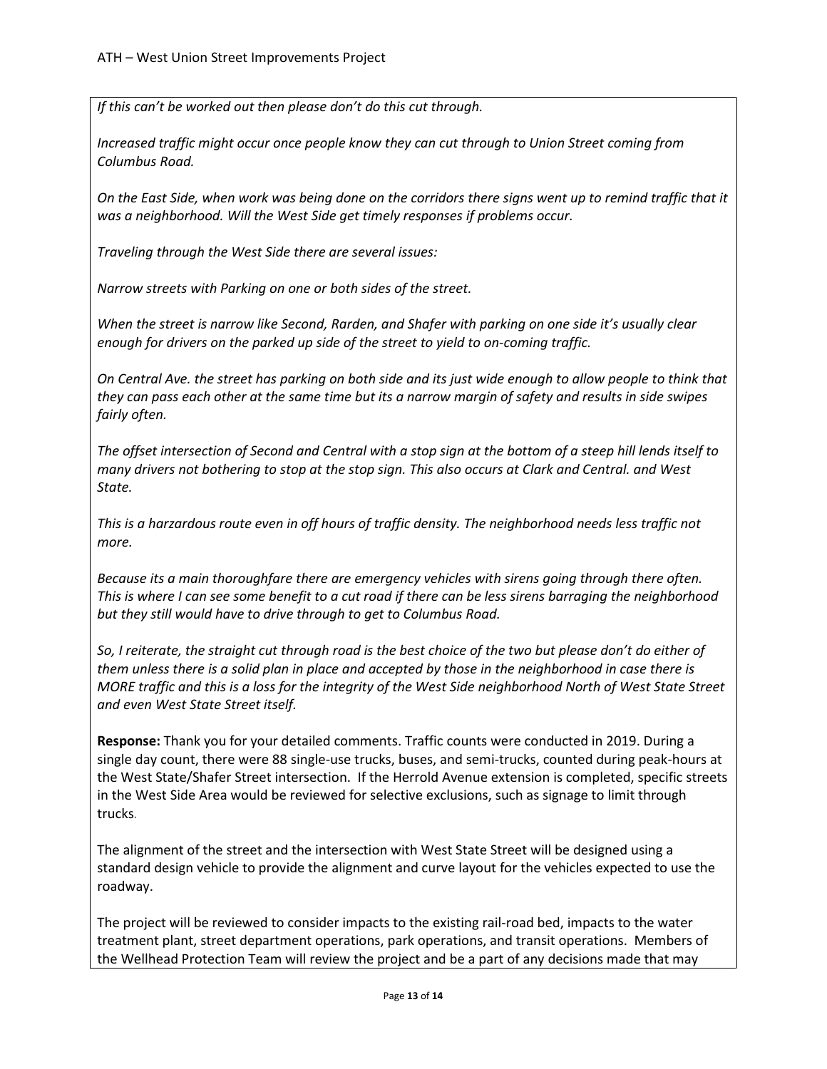*If this can't be worked out then please don't do this cut through.*

*Increased traffic might occur once people know they can cut through to Union Street coming from Columbus Road.*

*On the East Side, when work was being done on the corridors there signs went up to remind traffic that it was a neighborhood. Will the West Side get timely responses if problems occur.*

*Traveling through the West Side there are several issues:*

*Narrow streets with Parking on one or both sides of the street.*

*When the street is narrow like Second, Rarden, and Shafer with parking on one side it's usually clear enough for drivers on the parked up side of the street to yield to on-coming traffic.*

*On Central Ave. the street has parking on both side and its just wide enough to allow people to think that they can pass each other at the same time but its a narrow margin of safety and results in side swipes fairly often.*

*The offset intersection of Second and Central with a stop sign at the bottom of a steep hill lends itself to many drivers not bothering to stop at the stop sign. This also occurs at Clark and Central. and West State.*

*This is a harzardous route even in off hours of traffic density. The neighborhood needs less traffic not more.*

*Because its a main thoroughfare there are emergency vehicles with sirens going through there often. This is where I can see some benefit to a cut road if there can be less sirens barraging the neighborhood but they still would have to drive through to get to Columbus Road.*

*So, I reiterate, the straight cut through road is the best choice of the two but please don't do either of them unless there is a solid plan in place and accepted by those in the neighborhood in case there is MORE traffic and this is a loss for the integrity of the West Side neighborhood North of West State Street and even West State Street itself.*

**Response:** Thank you for your detailed comments. Traffic counts were conducted in 2019. During a single day count, there were 88 single-use trucks, buses, and semi-trucks, counted during peak-hours at the West State/Shafer Street intersection. If the Herrold Avenue extension is completed, specific streets in the West Side Area would be reviewed for selective exclusions, such as signage to limit through trucks.

The alignment of the street and the intersection with West State Street will be designed using a standard design vehicle to provide the alignment and curve layout for the vehicles expected to use the roadway.

The project will be reviewed to consider impacts to the existing rail-road bed, impacts to the water treatment plant, street department operations, park operations, and transit operations. Members of the Wellhead Protection Team will review the project and be a part of any decisions made that may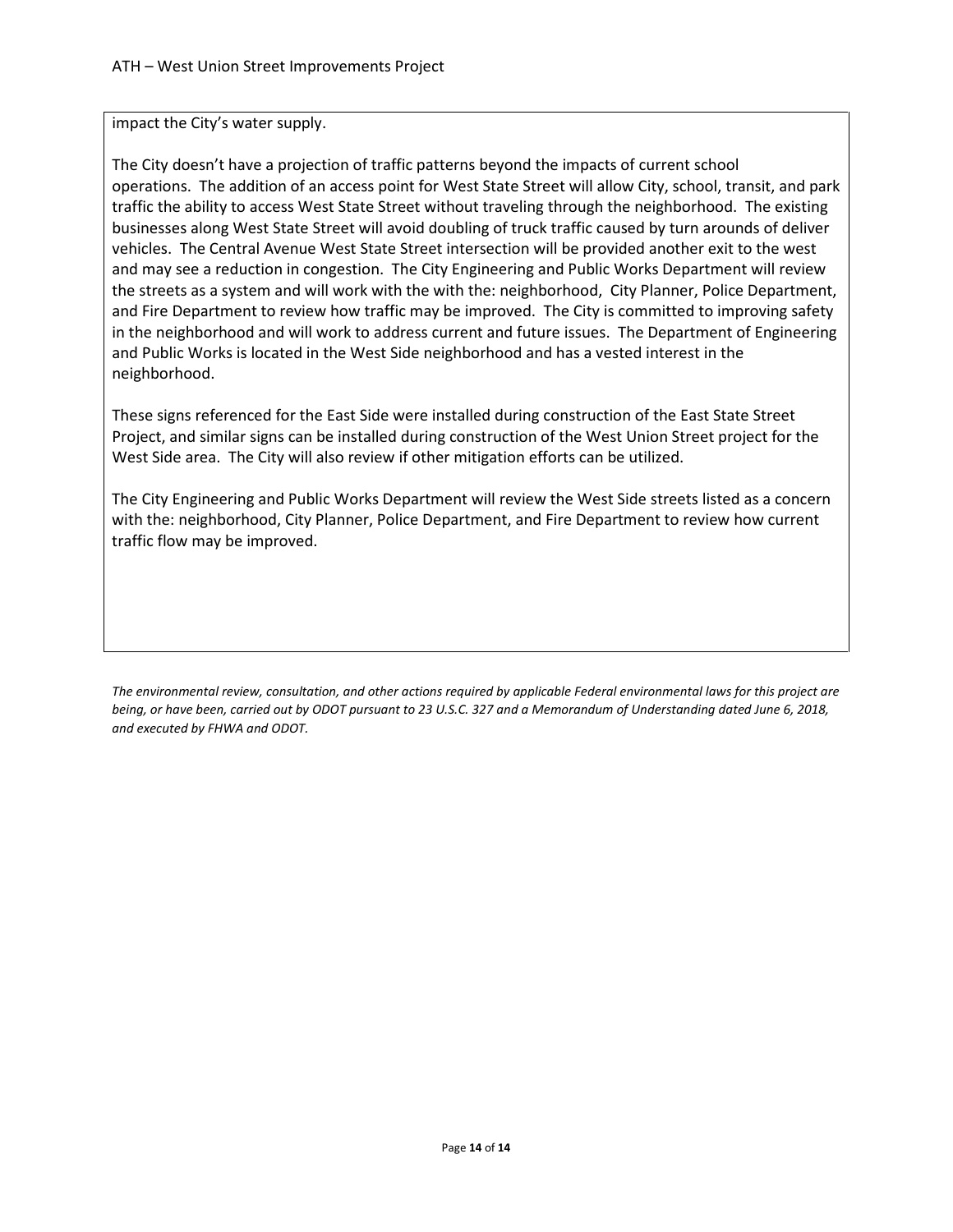impact the City's water supply.

The City doesn't have a projection of traffic patterns beyond the impacts of current school operations. The addition of an access point for West State Street will allow City, school, transit, and park traffic the ability to access West State Street without traveling through the neighborhood. The existing businesses along West State Street will avoid doubling of truck traffic caused by turn arounds of deliver vehicles. The Central Avenue West State Street intersection will be provided another exit to the west and may see a reduction in congestion. The City Engineering and Public Works Department will review the streets as a system and will work with the with the: neighborhood, City Planner, Police Department, and Fire Department to review how traffic may be improved. The City is committed to improving safety in the neighborhood and will work to address current and future issues. The Department of Engineering and Public Works is located in the West Side neighborhood and has a vested interest in the neighborhood.

These signs referenced for the East Side were installed during construction of the East State Street Project, and similar signs can be installed during construction of the West Union Street project for the West Side area. The City will also review if other mitigation efforts can be utilized.

The City Engineering and Public Works Department will review the West Side streets listed as a concern with the: neighborhood, City Planner, Police Department, and Fire Department to review how current traffic flow may be improved.

*The environmental review, consultation, and other actions required by applicable Federal environmental laws for this project are being, or have been, carried out by ODOT pursuant to 23 U.S.C. 327 and a Memorandum of Understanding dated June 6, 2018, and executed by FHWA and ODOT.*